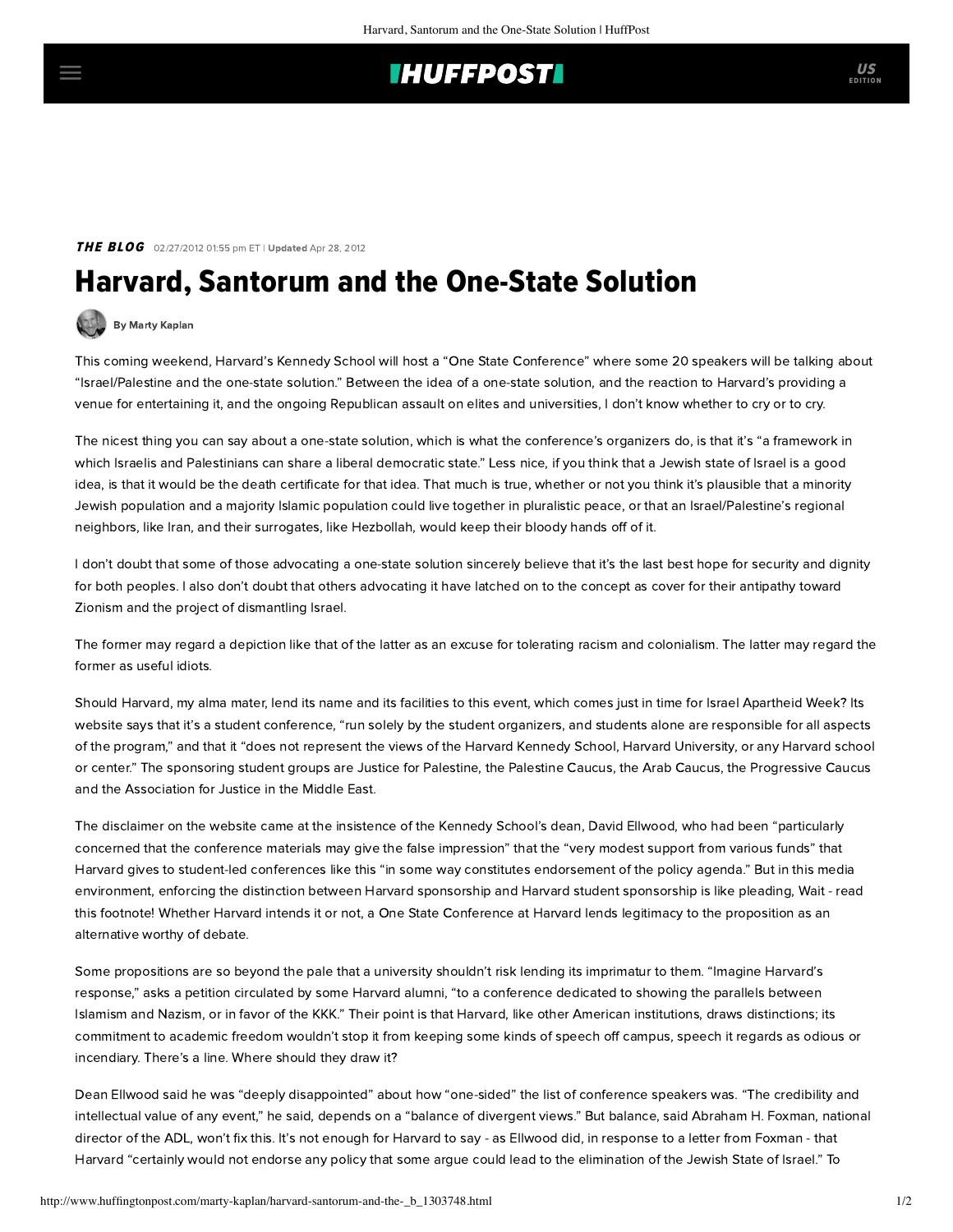**THE BLOG** 02/27/2012 01:55 pm ET | **Updated** Apr 28, 2012

# Harvard, Santorum and the One-State Solution

By Marty Kaplan

This coming weekend, Harvard's Kennedy School will host a "One State Conference" where some 20 speakers will be talking about "Israel/Palestine and the one-state solution." Between the idea of a one-state solution, and the reaction to Harvard's providing a venue for entertaining it, and the ongoing Republican assault on elites and universities, I don't know whether to cry or to cry.

The nicest thing you can say about a one-state solution, which is what the conference's organizers do, is that it's "a framework in which Israelis and Palestinians can share a liberal democratic state." Less nice, if you think that a Jewish state of Israel is a good idea, is that it would be the death certificate for that idea. That much is true, whether or not you think it's plausible that a minority Jewish population and a majority Islamic population could live together in pluralistic peace, or that an Israel/Palestine's regional neighbors, like Iran, and their surrogates, like Hezbollah, would keep their bloody hands off of it.

I don't doubt that some of those advocating a one-state solution sincerely believe that it's the last best hope for security and dignity for both peoples. I also don't doubt that others advocating it have latched on to the concept as cover for their antipathy toward Zionism and the project of dismantling Israel.

The former may regard a depiction like that of the latter as an excuse for tolerating racism and colonialism. The latter may regard the former as useful idiots.

Should Harvard, my alma mater, lend its name and its facilities to this event, which comes just in time for Israel Apartheid Week? Its website says that it's a student conference, "run solely by the student organizers, and students alone are responsible for all aspects of the program," and that it "does not represent the views of the Harvard Kennedy School, Harvard University, or any Harvard school or center." The sponsoring student groups are Justice for Palestine, the Palestine Caucus, the Arab Caucus, the Progressive Caucus and the Association for Justice in the Middle East.

The disclaimer on the website came at the insistence of the Kennedy School's dean, David Ellwood, who had been "particularly concerned that the conference materials may give the false impression" that the "very modest support from various funds" that Harvard gives to student-led conferences like this "in some way constitutes endorsement of the policy agenda." But in this media environment, enforcing the distinction between Harvard sponsorship and Harvard student sponsorship is like pleading, Wait - read this footnote! Whether Harvard intends it or not, a One State Conference at Harvard lends legitimacy to the proposition as an alternative worthy of debate.

Some propositions are so beyond the pale that a university shouldn't risk lending its imprimatur to them. "Imagine Harvard's response," asks a petition circulated by some Harvard alumni, "to a conference dedicated to showing the parallels between Islamism and Nazism, or in favor of the KKK." Their point is that Harvard, like other American institutions, draws distinctions; its commitment to academic freedom wouldn't stop it from keeping some kinds of speech off campus, speech it regards as odious or incendiary. There's a line. Where should they draw it?

Dean Ellwood said he was "deeply disappointed" about how "one-sided" the list of conference speakers was. "The credibility and intellectual value of any event," he said, depends on a "balance of divergent views." But balance, said Abraham H. Foxman, national director of the ADL, won't fix this. It's not enough for Harvard to say - as Ellwood did, in response to a letter from Foxman - that Harvard "certainly would not endorse any policy that some argue could lead to the elimination of the Jewish State of Israel." To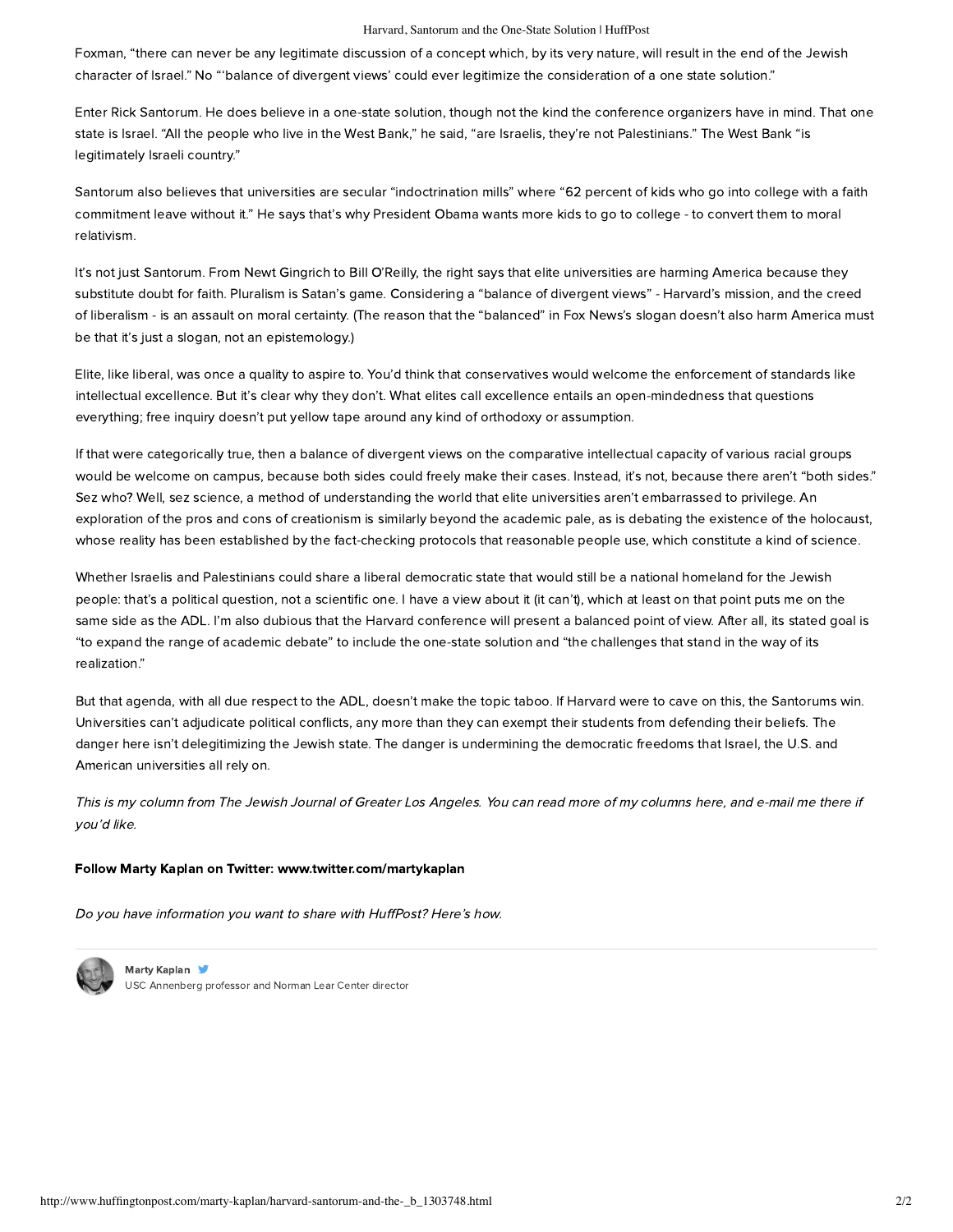Foxman, “there can never be any legitimate discussion of a concept which, by its very nature, will result in the end of the Jewish character of Israel.” No “‘balance of divergent views’ could ever legitimize the consideration of a one state solution.”

Enter Rick Santorum. He does believe in a one-state solution, though not the kind the conference organizers have in mind. That one state is Israel. “All the people who live in the West Bank,” he said, “are Israelis, they’re not Palestinians.” The West Bank “is legitimately Israeli country.”

Santorum also believes that universities are secular “indoctrination mills” where “62 percent of kids who go into college with a faith commitment leave without it.” He says that’s why President Obama wants more kids to go to college - to convert them to moral relativism.

It’s not just Santorum. From Newt Gingrich to Bill O’Reilly, the right says that elite universities are harming America because they substitute doubt for faith. Pluralism is Satan’s game. Considering a “balance of divergent views” - Harvard’s mission, and the creed of liberalism - is an assault on moral certainty. (The reason that the “balanced” in Fox News’s slogan doesn’t also harm America must be that it’s just a slogan, not an epistemology.)

Elite, like liberal, was once a quality to aspire to. You’d think that conservatives would welcome the enforcement of standards like intellectual excellence. But it’s clear why they don’t. What elites call excellence entails an open-mindedness that questions everything; free inquiry doesn’t put yellow tape around any kind of orthodoxy or assumption.

If that were categorically true, then a balance of divergent views on the comparative intellectual capacity of various racial groups would be welcome on campus, because both sides could freely make their cases. Instead, it’s not, because there aren’t “both sides.” Sez who? Well, sez science, a method of understanding the world that elite universities aren’t embarrassed to privilege. An exploration of the pros and cons of creationism is similarly beyond the academic pale, as is debating the existence of the holocaust, whose reality has been established by the fact-checking protocols that reasonable people use, which constitute a kind of science.

Whether Israelis and Palestinians could share a liberal democratic state that would still be a national homeland for the Jewish people: that’s a political question, not a scientific one. I have a view about it (it can’t), which at least on that point puts me on the same side as the ADL. I’m also dubious that the Harvard conference will present a balanced point of view. After all, its stated goal is “to expand the range of academic debate” to include the one-state solution and “the challenges that stand in the way of its realization.”

But that agenda, with all due respect to the ADL, doesn’t make the topic taboo. If Harvard were to cave on this, the Santorums win. Universities can’t adjudicate political conflicts, any more than they can exempt their students from defending their beliefs. The danger here isn’t delegitimizing the Jewish state. The danger is undermining the democratic freedoms that Israel, the U.S. and American universities all rely on.

*This is my column from The Jewish Journal of Greater Los Angeles. You can read more of my columns here, and e-mail me there if you’d like.*

**Follow Marty Kaplan on Twitter: www.twitter.com/martykaplan**

*Do you have information you want to share with HuffPost? Here’s how.*

**Marty Kaplan**
USC Annenberg professor and Norman Lear Center director